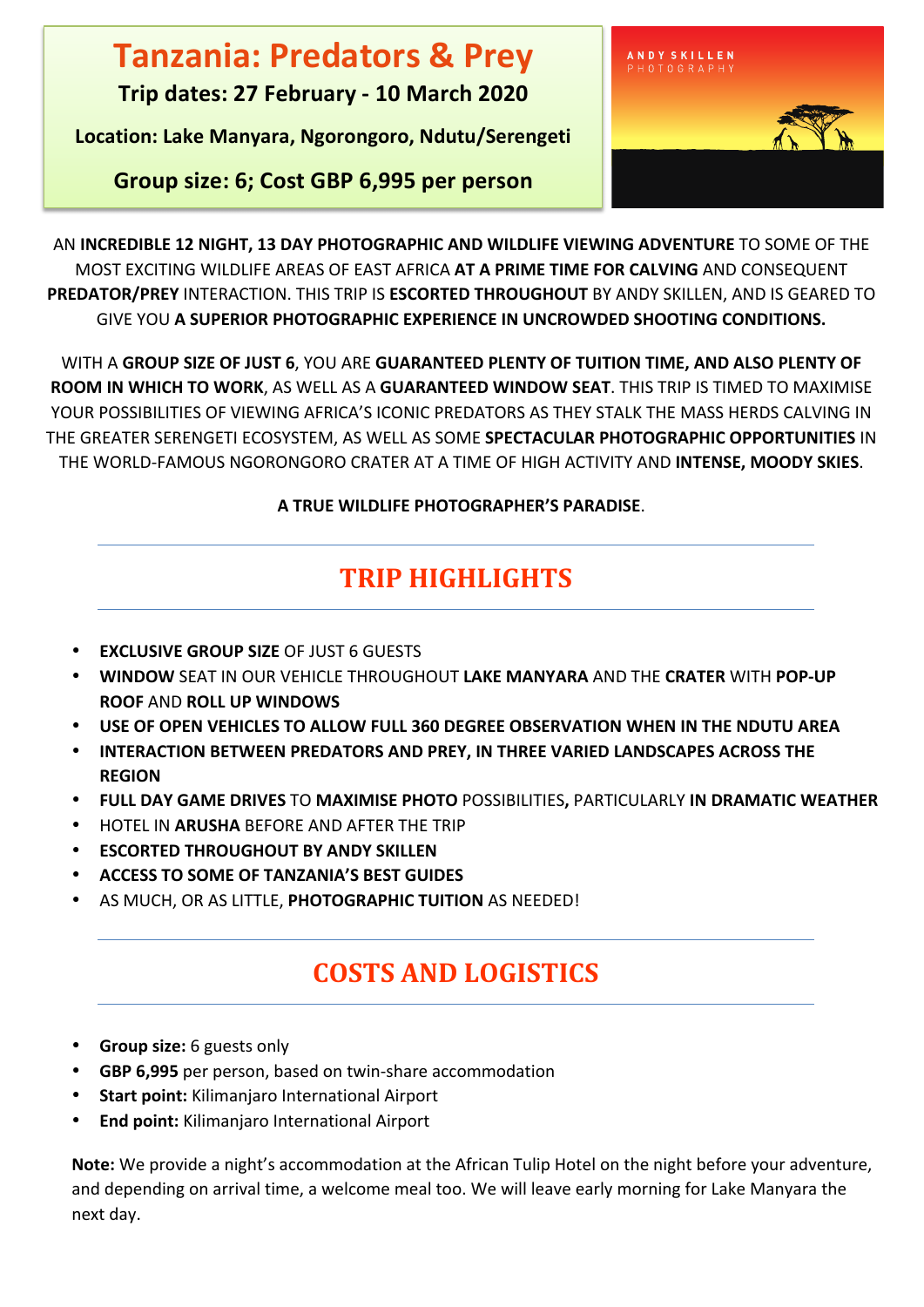# Tanzania: Predators & Prey

**Trip dates: 27 February - 10 March 2020**

**Location: Lake Manyara, Ngorongoro, Ndutu/Serengeti**

**Group size: 6; Cost GBP 6,995 per person**

ANDY SKILLEN PHOTOGRAPHY

AN **INCREDIBLE 12 NIGHT, 13 DAY PHOTOGRAPHIC AND WILDLIFE VIEWING ADVENTURE** TO SOME OF THE MOST EXCITING WILDLIFE AREAS OF EAST AFRICA **AT A PRIME TIME FOR CALVING** AND CONSEQUENT **PREDATOR/PREY** INTERACTION. THIS TRIP IS **ESCORTED THROUGHOUT** BY ANDY SKILLEN, AND IS GEARED TO GIVE YOU **A SUPERIOR PHOTOGRAPHIC EXPERIENCE IN UNCROWDED SHOOTING CONDITIONS.**

WITH A **GROUP SIZE OF JUST 6**, YOU ARE **GUARANTEED PLENTY OF TUITION TIME, AND ALSO PLENTY OF ROOM IN WHICH TO WORK**, AS WELL AS A **GUARANTEED WINDOW SEAT**. THIS TRIP IS TIMED TO MAXIMISE YOUR POSSIBILITIES OF VIEWING AFRICA'S ICONIC PREDATORS AS THEY STALK THE MASS HERDS CALVING IN THE GREATER SERENGETI ECOSYSTEM, AS WELL AS SOME **SPECTACULAR PHOTOGRAPHIC OPPORTUNITIES** IN THE WORLD-FAMOUS NGORONGORO CRATER AT A TIME OF HIGH ACTIVITY AND **INTENSE, MOODY SKIES**.

**A TRUE WILDLIFE PHOTOGRAPHER'S PARADISE**.

## TRIP HIGHLIGHTS

- **EXCLUSIVE GROUP SIZE** OF JUST 6 GUESTS
- **WINDOW** SEAT IN OUR VEHICLE THROUGHOUT **LAKE MANYARA** AND THE **CRATER** WITH **POP-UP ROOF** AND **ROLL UP WINDOWS**
- **USE OF OPEN VEHICLES TO ALLOW FULL 360 DEGREE OBSERVATION WHEN IN THE NDUTU AREA**
- **INTERACTION BETWEEN PREDATORS AND PREY, IN THREE VARIED LANDSCAPES ACROSS THE REGION**
- **FULL DAY GAME DRIVES** TO **MAXIMISE PHOTO** POSSIBILITIES**,** PARTICULARLY **IN DRAMATIC WEATHER**
- HOTEL IN **ARUSHA** BEFORE AND AFTER THE TRIP
- **ESCORTED THROUGHOUT BY ANDY SKILLEN**
- **ACCESS TO SOME OF TANZANIA'S BEST GUIDES**
- AS MUCH, OR AS LITTLE, **PHOTOGRAPHIC TUITION** AS NEEDED!

## COSTS AND LOGISTICS

- **Group size:** 6 guests only
- **GBP 6,995** per person, based on twin-share accommodation
- **Start point:** Kilimanjaro International Airport
- **End point:** Kilimanjaro International Airport

**Note:** We provide a night's accommodation at the African Tulip Hotel on the night before your adventure, and depending on arrival time, a welcome meal too. We will leave early morning for Lake Manyara the next day.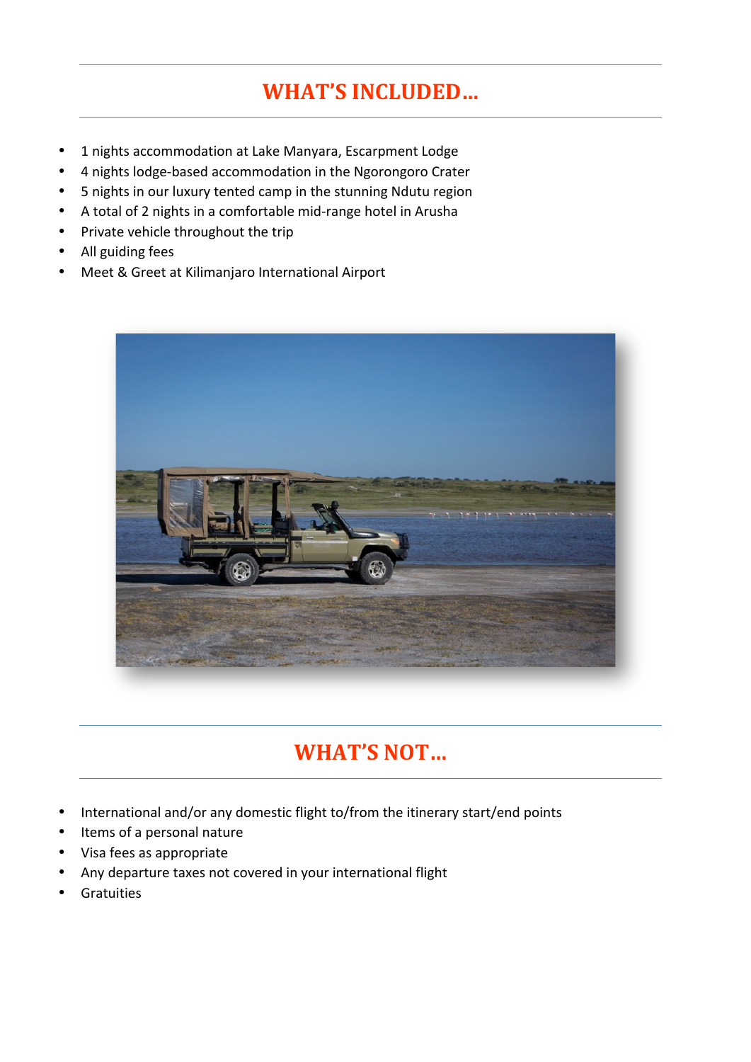## WHAT'S INCLUDED…

- 1 nights accommodation at Lake Manyara, Escarpment Lodge
- 4 nights lodge-based accommodation in the Ngorongoro Crater
- 5 nights in our luxury tented camp in the stunning Ndutu region
- A total of 2 nights in a comfortable mid-range hotel in Arusha
- Private vehicle throughout the trip
- All guiding fees
- Meet & Greet at Kilimanjaro International Airport

## WHAT'S NOT…

- International and/or any domestic flight to/from the itinerary start/end points
- Items of a personal nature
- Visa fees as appropriate
- Any departure taxes not covered in your international flight
- Gratuities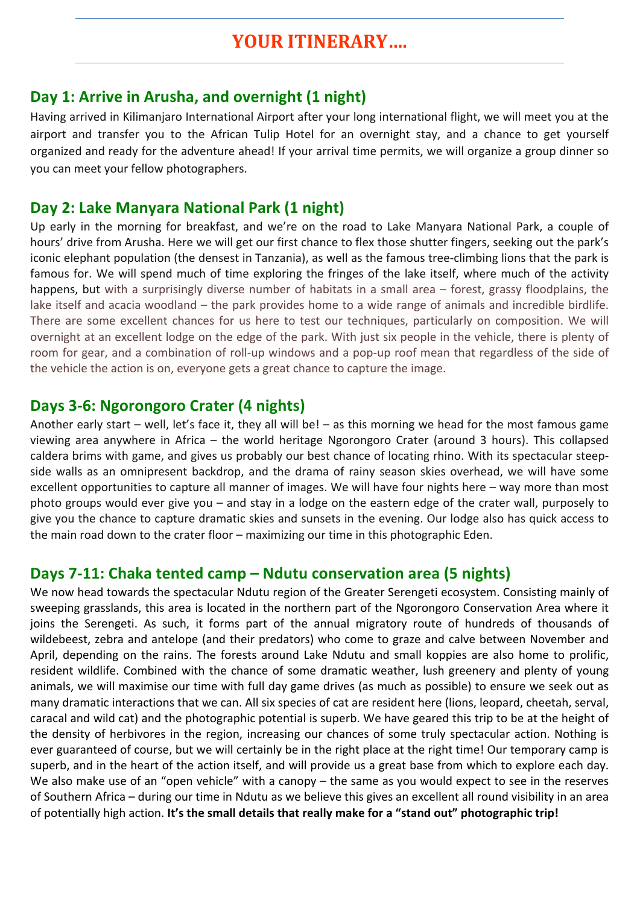# YOUR ITINERARY….

## Day 1: Arrive in Arusha, and overnight (1 night)

Having arrived in Kilimanjaro International Airport after your long international flight, we will meet you at the airport and transfer you to the African Tulip Hotel for an overnight stay, and a chance to get yourself organized and ready for the adventure ahead! If your arrival time permits, we will organize a group dinner so you can meet your fellow photographers.

## Day 2: Lake Manyara National Park (1 night)

Up early in the morning for breakfast, and we're on the road to Lake Manyara National Park, a couple of hours' drive from Arusha. Here we will get our first chance to flex those shutter fingers, seeking out the park's iconic elephant population (the densest in Tanzania), as well as the famous tree-climbing lions that the park is famous for. We will spend much of time exploring the fringes of the lake itself, where much of the activity happens, but with a surprisingly diverse number of habitats in a small area – forest, grassy floodplains, the lake itself and acacia woodland – the park provides home to a wide range of animals and incredible birdlife. There are some excellent chances for us here to test our techniques, particularly on composition. We will overnight at an excellent lodge on the edge of the park. With just six people in the vehicle, there is plenty of room for gear, and a combination of roll-up windows and a pop-up roof mean that regardless of the side of the vehicle the action is on, everyone gets a great chance to capture the image.

## Days 3-6: Ngorongoro Crater (4 nights)

Another early start – well, let's face it, they all will be! – as this morning we head for the most famous game viewing area anywhere in Africa – the world heritage Ngorongoro Crater (around 3 hours). This collapsed caldera brims with game, and gives us probably our best chance of locating rhino. With its spectacular steep-side walls as an omnipresent backdrop, and the drama of rainy season skies overhead, we will have some excellent opportunities to capture all manner of images. We will have four nights here – way more than most photo groups would ever give you – and stay in a lodge on the eastern edge of the crater wall, purposely to give you the chance to capture dramatic skies and sunsets in the evening. Our lodge also has quick access to the main road down to the crater floor – maximizing our time in this photographic Eden.

## Days 7-11: Chaka tented camp – Ndutu conservation area (5 nights)

We now head towards the spectacular Ndutu region of the Greater Serengeti ecosystem. Consisting mainly of sweeping grasslands, this area is located in the northern part of the Ngorongoro Conservation Area where it joins the Serengeti. As such, it forms part of the annual migratory route of hundreds of thousands of wildebeest, zebra and antelope (and their predators) who come to graze and calve between November and April, depending on the rains. The forests around Lake Ndutu and small koppies are also home to prolific, resident wildlife. Combined with the chance of some dramatic weather, lush greenery and plenty of young animals, we will maximise our time with full day game drives (as much as possible) to ensure we seek out as many dramatic interactions that we can. All six species of cat are resident here (lions, leopard, cheetah, serval, caracal and wild cat) and the photographic potential is superb. We have geared this trip to be at the height of the density of herbivores in the region, increasing our chances of some truly spectacular action. Nothing is ever guaranteed of course, but we will certainly be in the right place at the right time! Our temporary camp is superb, and in the heart of the action itself, and will provide us a great base from which to explore each day. We also make use of an "open vehicle" with a canopy – the same as you would expect to see in the reserves of Southern Africa – during our time in Ndutu as we believe this gives an excellent all round visibility in an area of potentially high action. **It's the small details that really make for a "stand out" photographic trip!**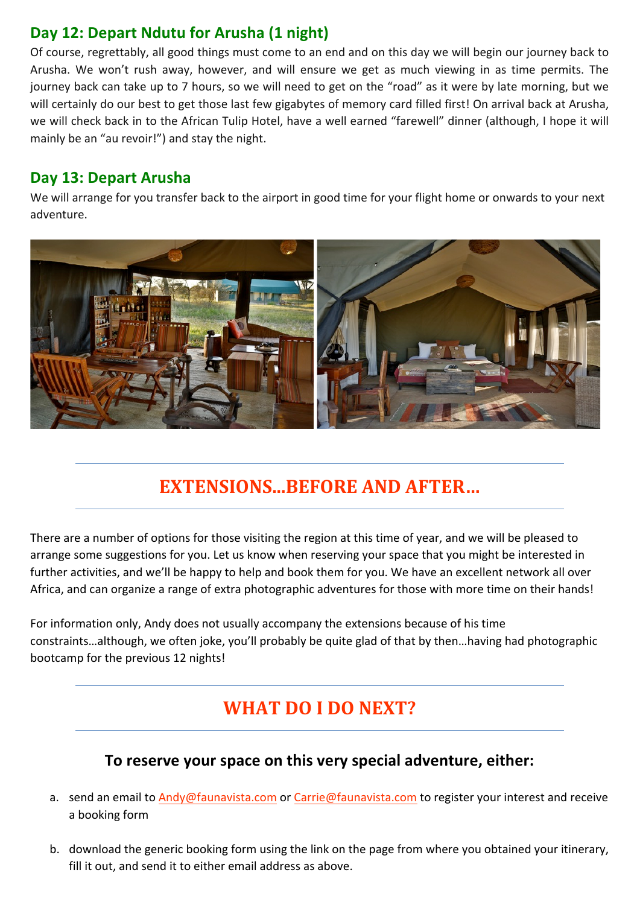## Day 12: Depart Ndutu for Arusha (1 night)

Of course, regrettably, all good things must come to an end and on this day we will begin our journey back to Arusha. We won't rush away, however, and will ensure we get as much viewing in as time permits. The journey back can take up to 7 hours, so we will need to get on the "road" as it were by late morning, but we will certainly do our best to get those last few gigabytes of memory card filled first! On arrival back at Arusha, we will check back in to the African Tulip Hotel, have a well earned "farewell" dinner (although, I hope it will mainly be an "au revoir!") and stay the night.

## Day 13: Depart Arusha

We will arrange for you transfer back to the airport in good time for your flight home or onwards to your next adventure.

# EXTENSIONS…BEFORE AND AFTER…

There are a number of options for those visiting the region at this time of year, and we will be pleased to arrange some suggestions for you. Let us know when reserving your space that you might be interested in further activities, and we'll be happy to help and book them for you. We have an excellent network all over Africa, and can organize a range of extra photographic adventures for those with more time on their hands!

For information only, Andy does not usually accompany the extensions because of his time constraints…although, we often joke, you'll probably be quite glad of that by then…having had photographic bootcamp for the previous 12 nights!

# WHAT DO I DO NEXT?

### To reserve your space on this very special adventure, either:

a. send an email to Andy@faunavista.com or Carrie@faunavista.com to register your interest and receive a booking form

b. download the generic booking form using the link on the page from where you obtained your itinerary, fill it out, and send it to either email address as above.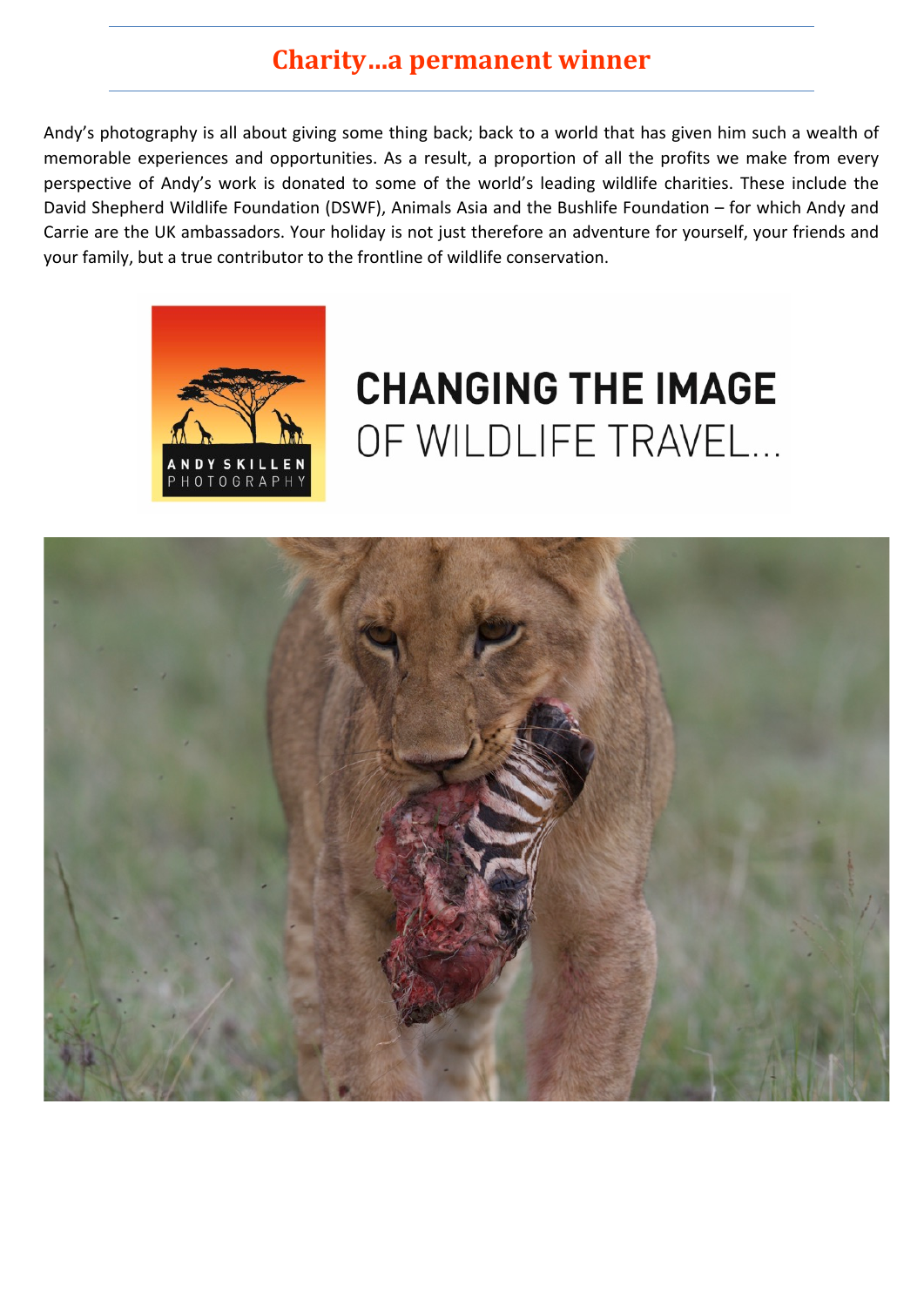## Charity…a permanent winner

Andy's photography is all about giving some thing back; back to a world that has given him such a wealth of memorable experiences and opportunities. As a result, a proportion of all the profits we make from every perspective of Andy's work is donated to some of the world's leading wildlife charities. These include the David Shepherd Wildlife Foundation (DSWF), Animals Asia and the Bushlife Foundation – for which Andy and Carrie are the UK ambassadors. Your holiday is not just therefore an adventure for yourself, your friends and your family, but a true contributor to the frontline of wildlife conservation.

ANDY SKILLEN PHOTOGRAPHY

**CHANGING THE IMAGE**
OF WILDLIFE TRAVEL…